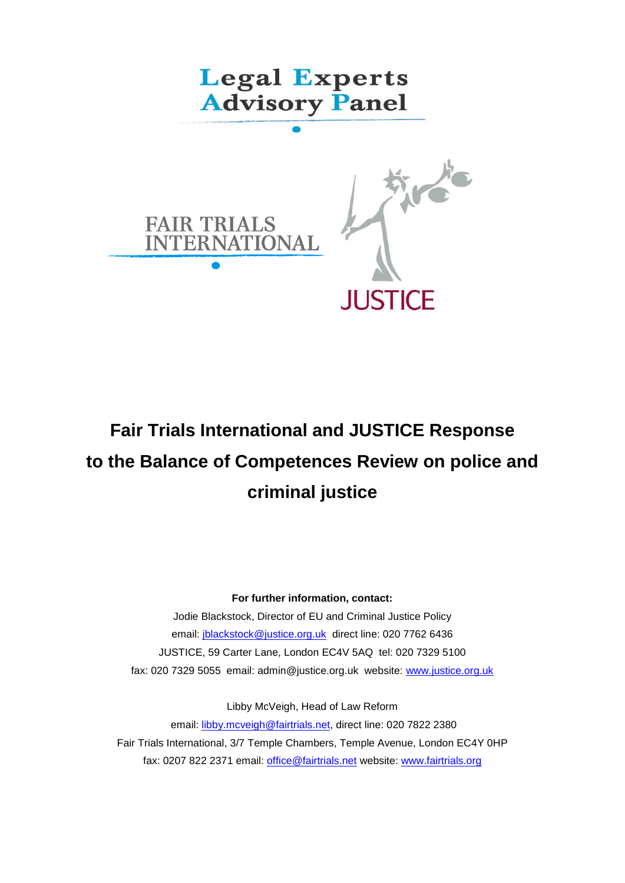Legal Experts Advisory Panel

FAIR TRIALS INTERNATIONAL

JUSTICE

# Fair Trials International and JUSTICE Response to the Balance of Competences Review on police and criminal justice

**For further information, contact:**

Jodie Blackstock, Director of EU and Criminal Justice Policy

email: jblackstock@justice.org.uk direct line: 020 7762 6436

JUSTICE, 59 Carter Lane, London EC4V 5AQ tel: 020 7329 5100

fax: 020 7329 5055 email: admin@justice.org.uk website: www.justice.org.uk

Libby McVeigh, Head of Law Reform

email: libby.mcveigh@fairtrials.net, direct line: 020 7822 2380

Fair Trials International, 3/7 Temple Chambers, Temple Avenue, London EC4Y 0HP

fax: 0207 822 2371 email: office@fairtrials.net website: www.fairtrials.org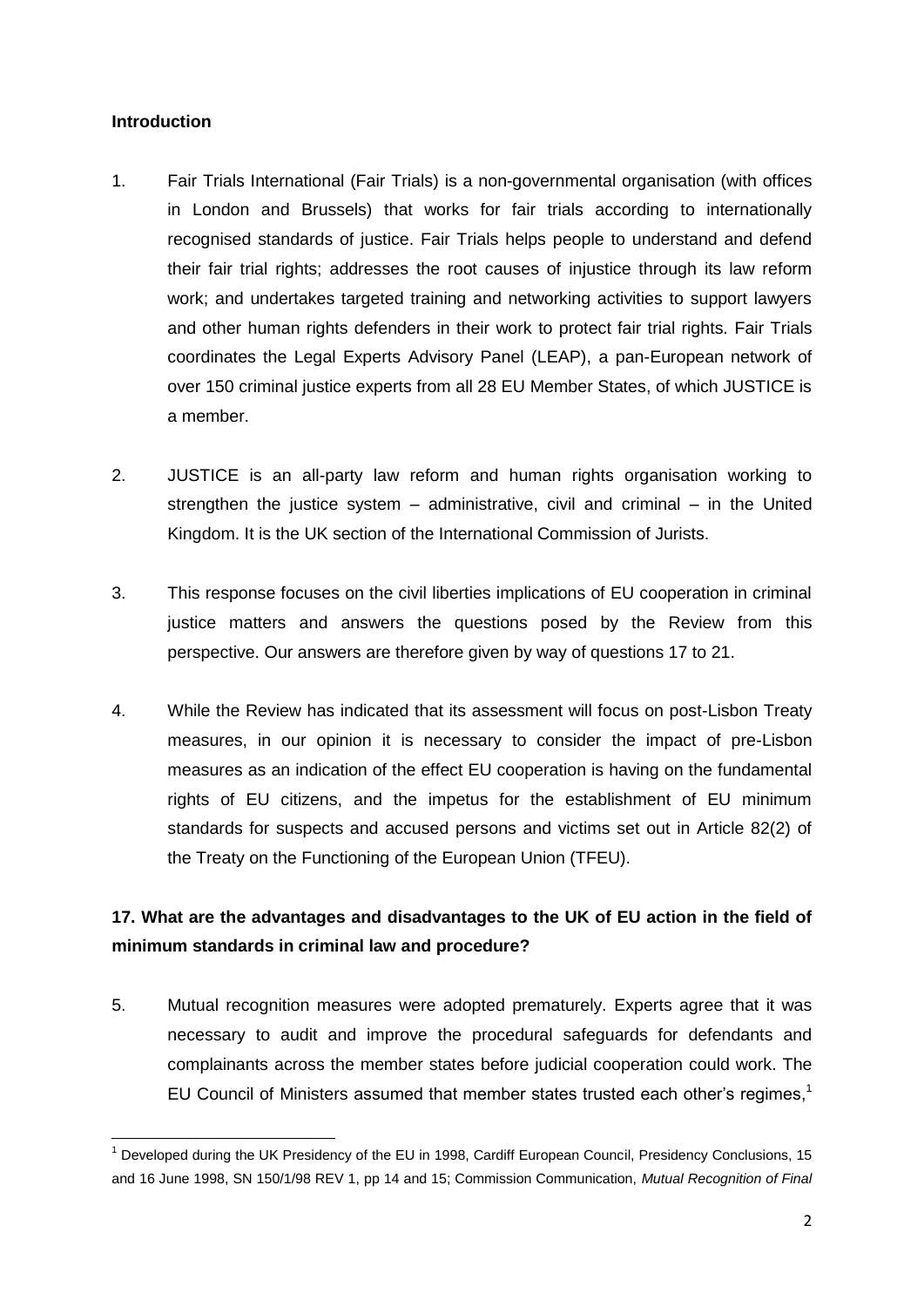## Introduction

1. Fair Trials International (Fair Trials) is a non-governmental organisation (with offices in London and Brussels) that works for fair trials according to internationally recognised standards of justice. Fair Trials helps people to understand and defend their fair trial rights; addresses the root causes of injustice through its law reform work; and undertakes targeted training and networking activities to support lawyers and other human rights defenders in their work to protect fair trial rights. Fair Trials coordinates the Legal Experts Advisory Panel (LEAP), a pan-European network of over 150 criminal justice experts from all 28 EU Member States, of which JUSTICE is a member.

2. JUSTICE is an all-party law reform and human rights organisation working to strengthen the justice system – administrative, civil and criminal – in the United Kingdom. It is the UK section of the International Commission of Jurists.

3. This response focuses on the civil liberties implications of EU cooperation in criminal justice matters and answers the questions posed by the Review from this perspective. Our answers are therefore given by way of questions 17 to 21.

4. While the Review has indicated that its assessment will focus on post-Lisbon Treaty measures, in our opinion it is necessary to consider the impact of pre-Lisbon measures as an indication of the effect EU cooperation is having on the fundamental rights of EU citizens, and the impetus for the establishment of EU minimum standards for suspects and accused persons and victims set out in Article 82(2) of the Treaty on the Functioning of the European Union (TFEU).

## 17. What are the advantages and disadvantages to the UK of EU action in the field of minimum standards in criminal law and procedure?

5. Mutual recognition measures were adopted prematurely. Experts agree that it was necessary to audit and improve the procedural safeguards for defendants and complainants across the member states before judicial cooperation could work. The EU Council of Ministers assumed that member states trusted each other's regimes,[1]

[1] Developed during the UK Presidency of the EU in 1998, Cardiff European Council, Presidency Conclusions, 15 and 16 June 1998, SN 150/1/98 REV 1, pp 14 and 15; Commission Communication, *Mutual Recognition of Final*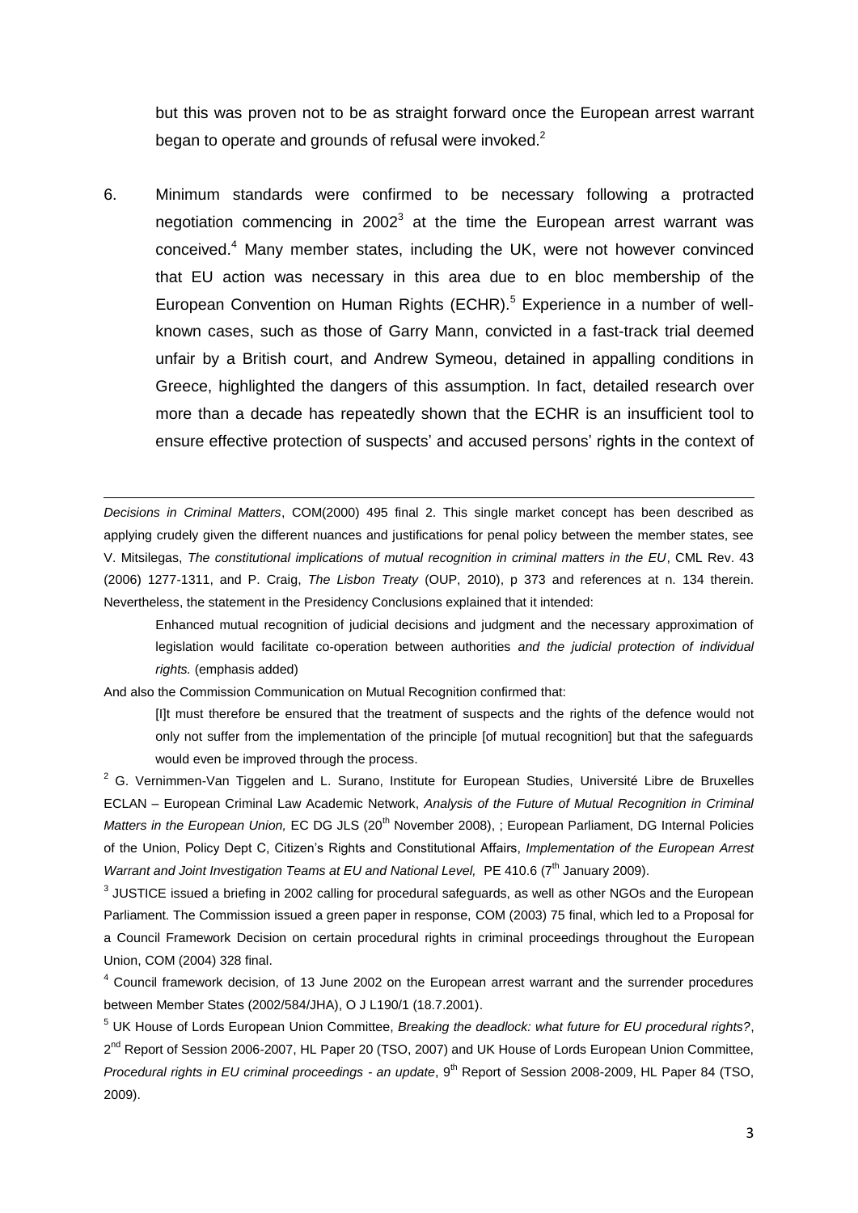but this was proven not to be as straight forward once the European arrest warrant began to operate and grounds of refusal were invoked.[2]

6. Minimum standards were confirmed to be necessary following a protracted negotiation commencing in 2002[3] at the time the European arrest warrant was conceived.[4] Many member states, including the UK, were not however convinced that EU action was necessary in this area due to en bloc membership of the European Convention on Human Rights (ECHR).[5] Experience in a number of well-known cases, such as those of Garry Mann, convicted in a fast-track trial deemed unfair by a British court, and Andrew Symeou, detained in appalling conditions in Greece, highlighted the dangers of this assumption. In fact, detailed research over more than a decade has repeatedly shown that the ECHR is an insufficient tool to ensure effective protection of suspects' and accused persons' rights in the context of

---

*Decisions in Criminal Matters*, COM(2000) 495 final 2. This single market concept has been described as applying crudely given the different nuances and justifications for penal policy between the member states, see V. Mitsilegas, *The constitutional implications of mutual recognition in criminal matters in the EU*, CML Rev. 43 (2006) 1277-1311, and P. Craig, *The Lisbon Treaty* (OUP, 2010), p 373 and references at n. 134 therein. Nevertheless, the statement in the Presidency Conclusions explained that it intended:

> Enhanced mutual recognition of judicial decisions and judgment and the necessary approximation of legislation would facilitate co-operation between authorities *and the judicial protection of individual rights.* (emphasis added)

And also the Commission Communication on Mutual Recognition confirmed that:

> [I]t must therefore be ensured that the treatment of suspects and the rights of the defence would not only not suffer from the implementation of the principle [of mutual recognition] but that the safeguards would even be improved through the process.

[2] G. Vernimmen-Van Tiggelen and L. Surano, Institute for European Studies, Université Libre de Bruxelles ECLAN – European Criminal Law Academic Network, *Analysis of the Future of Mutual Recognition in Criminal Matters in the European Union,* EC DG JLS (20th November 2008), ; European Parliament, DG Internal Policies of the Union, Policy Dept C, Citizen's Rights and Constitutional Affairs, *Implementation of the European Arrest Warrant and Joint Investigation Teams at EU and National Level,* PE 410.6 (7th January 2009).

[3] JUSTICE issued a briefing in 2002 calling for procedural safeguards, as well as other NGOs and the European Parliament. The Commission issued a green paper in response, COM (2003) 75 final, which led to a Proposal for a Council Framework Decision on certain procedural rights in criminal proceedings throughout the European Union, COM (2004) 328 final.

[4] Council framework decision, of 13 June 2002 on the European arrest warrant and the surrender procedures between Member States (2002/584/JHA), O J L190/1 (18.7.2001).

[5] UK House of Lords European Union Committee, *Breaking the deadlock: what future for EU procedural rights?*, 2nd Report of Session 2006-2007, HL Paper 20 (TSO, 2007) and UK House of Lords European Union Committee, *Procedural rights in EU criminal proceedings - an update*, 9th Report of Session 2008-2009, HL Paper 84 (TSO, 2009).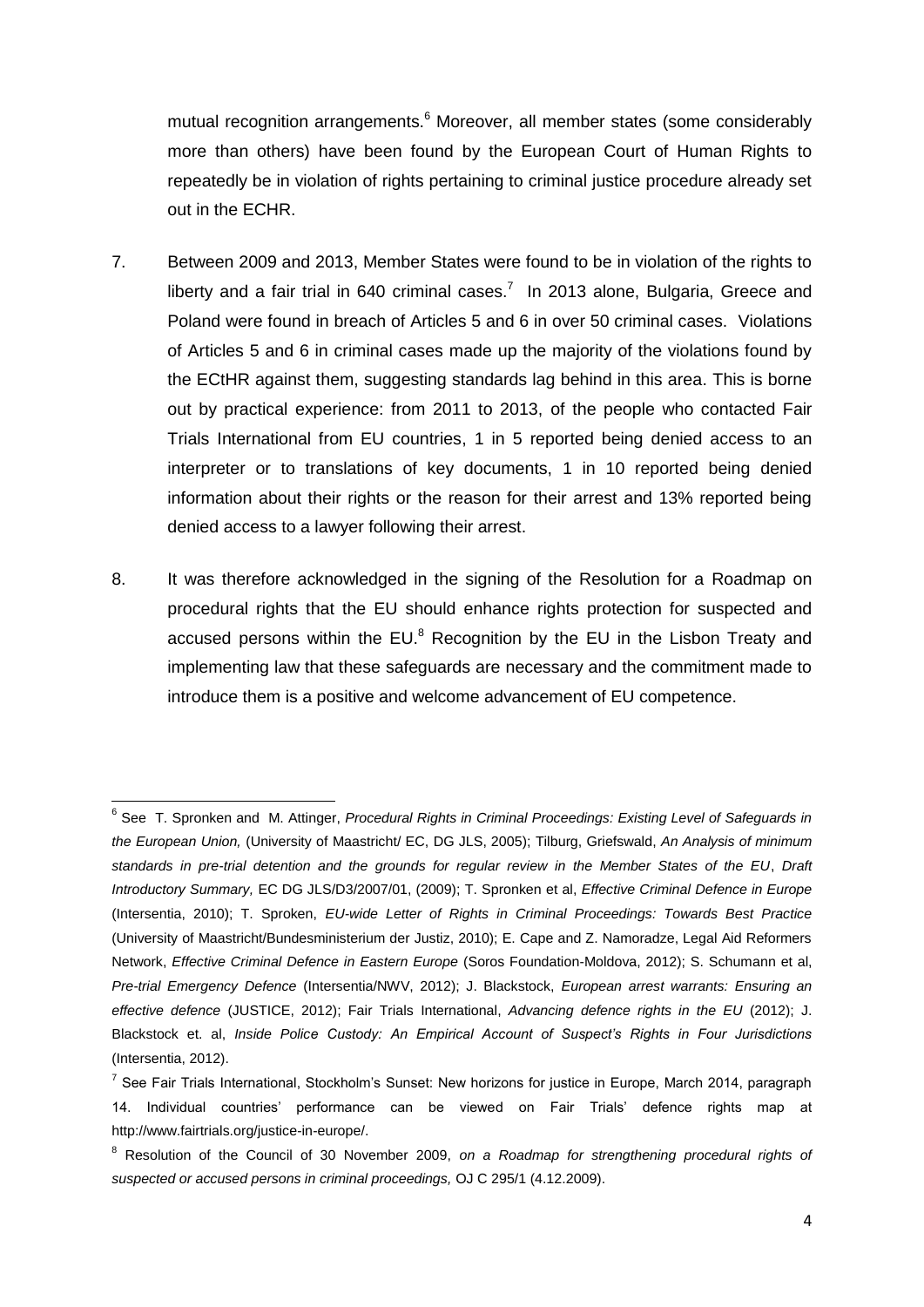mutual recognition arrangements.[6] Moreover, all member states (some considerably more than others) have been found by the European Court of Human Rights to repeatedly be in violation of rights pertaining to criminal justice procedure already set out in the ECHR.

7. Between 2009 and 2013, Member States were found to be in violation of the rights to liberty and a fair trial in 640 criminal cases.[7] In 2013 alone, Bulgaria, Greece and Poland were found in breach of Articles 5 and 6 in over 50 criminal cases. Violations of Articles 5 and 6 in criminal cases made up the majority of the violations found by the ECtHR against them, suggesting standards lag behind in this area. This is borne out by practical experience: from 2011 to 2013, of the people who contacted Fair Trials International from EU countries, 1 in 5 reported being denied access to an interpreter or to translations of key documents, 1 in 10 reported being denied information about their rights or the reason for their arrest and 13% reported being denied access to a lawyer following their arrest.

8. It was therefore acknowledged in the signing of the Resolution for a Roadmap on procedural rights that the EU should enhance rights protection for suspected and accused persons within the EU.[8] Recognition by the EU in the Lisbon Treaty and implementing law that these safeguards are necessary and the commitment made to introduce them is a positive and welcome advancement of EU competence.

---

[6] See T. Spronken and M. Attinger, *Procedural Rights in Criminal Proceedings: Existing Level of Safeguards in the European Union,* (University of Maastricht/ EC, DG JLS, 2005); Tilburg, Griefswald, *An Analysis of minimum standards in pre-trial detention and the grounds for regular review in the Member States of the EU*, *Draft Introductory Summary,* EC DG JLS/D3/2007/01, (2009); T. Spronken et al, *Effective Criminal Defence in Europe* (Intersentia, 2010); T. Sproken, *EU-wide Letter of Rights in Criminal Proceedings: Towards Best Practice* (University of Maastricht/Bundesministerium der Justiz, 2010); E. Cape and Z. Namoradze, Legal Aid Reformers Network, *Effective Criminal Defence in Eastern Europe* (Soros Foundation-Moldova, 2012); S. Schumann et al, *Pre-trial Emergency Defence* (Intersentia/NWV, 2012); J. Blackstock, *European arrest warrants: Ensuring an effective defence* (JUSTICE, 2012); Fair Trials International, *Advancing defence rights in the EU* (2012); J. Blackstock et. al, *Inside Police Custody: An Empirical Account of Suspect's Rights in Four Jurisdictions* (Intersentia, 2012).

[7] See Fair Trials International, Stockholm's Sunset: New horizons for justice in Europe, March 2014, paragraph 14. Individual countries' performance can be viewed on Fair Trials' defence rights map at http://www.fairtrials.org/justice-in-europe/.

[8] Resolution of the Council of 30 November 2009, *on a Roadmap for strengthening procedural rights of suspected or accused persons in criminal proceedings,* OJ C 295/1 (4.12.2009).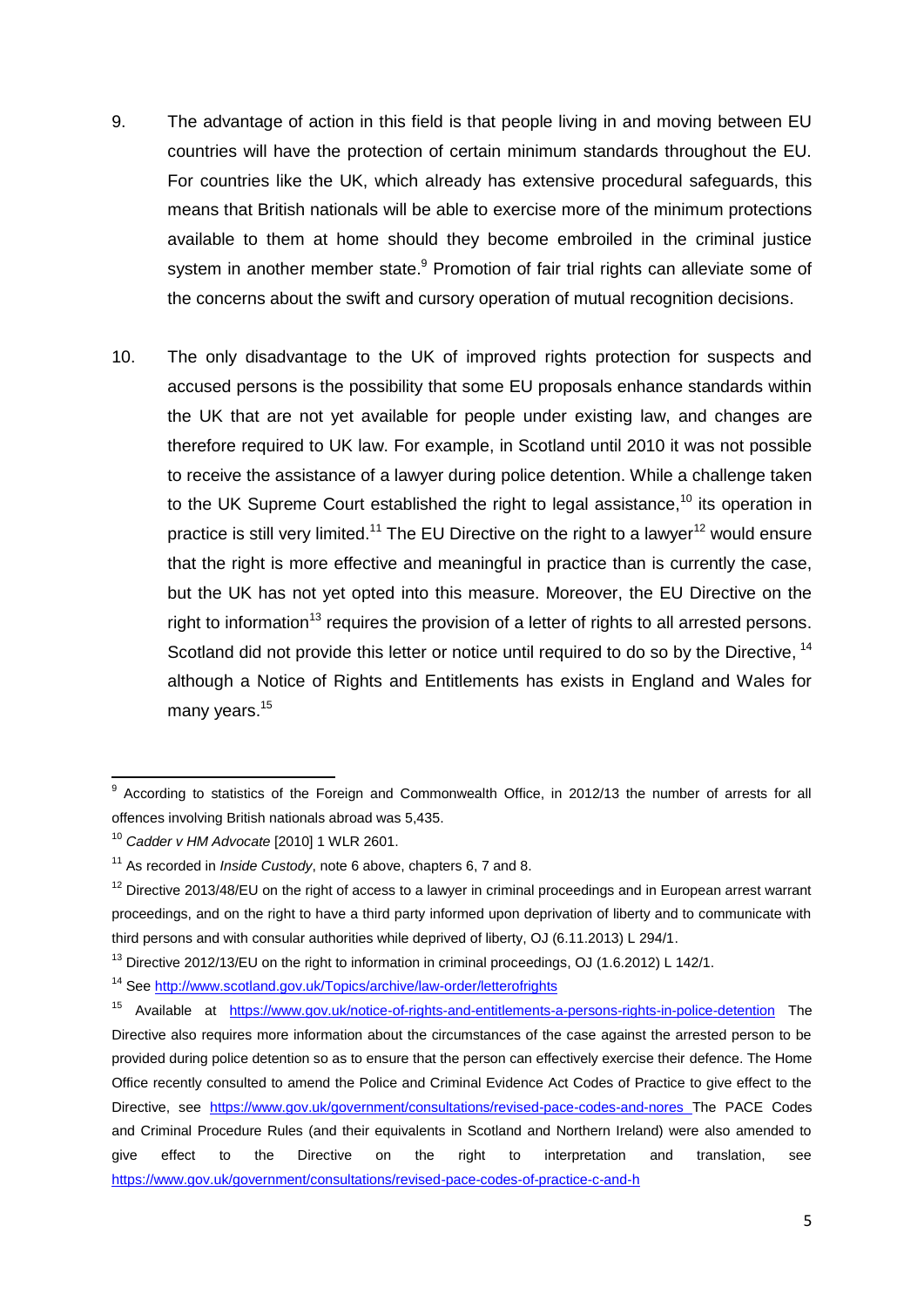9. The advantage of action in this field is that people living in and moving between EU countries will have the protection of certain minimum standards throughout the EU. For countries like the UK, which already has extensive procedural safeguards, this means that British nationals will be able to exercise more of the minimum protections available to them at home should they become embroiled in the criminal justice system in another member state.[9] Promotion of fair trial rights can alleviate some of the concerns about the swift and cursory operation of mutual recognition decisions.

10. The only disadvantage to the UK of improved rights protection for suspects and accused persons is the possibility that some EU proposals enhance standards within the UK that are not yet available for people under existing law, and changes are therefore required to UK law. For example, in Scotland until 2010 it was not possible to receive the assistance of a lawyer during police detention. While a challenge taken to the UK Supreme Court established the right to legal assistance,[10] its operation in practice is still very limited.[11] The EU Directive on the right to a lawyer[12] would ensure that the right is more effective and meaningful in practice than is currently the case, but the UK has not yet opted into this measure. Moreover, the EU Directive on the right to information[13] requires the provision of a letter of rights to all arrested persons. Scotland did not provide this letter or notice until required to do so by the Directive,[14] although a Notice of Rights and Entitlements has exists in England and Wales for many years.[15]

---

[9] According to statistics of the Foreign and Commonwealth Office, in 2012/13 the number of arrests for all offences involving British nationals abroad was 5,435.

[10] *Cadder v HM Advocate* [2010] 1 WLR 2601.

[11] As recorded in *Inside Custody*, note 6 above, chapters 6, 7 and 8.

[12] Directive 2013/48/EU on the right of access to a lawyer in criminal proceedings and in European arrest warrant proceedings, and on the right to have a third party informed upon deprivation of liberty and to communicate with third persons and with consular authorities while deprived of liberty, OJ (6.11.2013) L 294/1.

[13] Directive 2012/13/EU on the right to information in criminal proceedings, OJ (1.6.2012) L 142/1.

[14] See http://www.scotland.gov.uk/Topics/archive/law-order/letterofrights

[15] Available at https://www.gov.uk/notice-of-rights-and-entitlements-a-persons-rights-in-police-detention The Directive also requires more information about the circumstances of the case against the arrested person to be provided during police detention so as to ensure that the person can effectively exercise their defence. The Home Office recently consulted to amend the Police and Criminal Evidence Act Codes of Practice to give effect to the Directive, see https://www.gov.uk/government/consultations/revised-pace-codes-and-nores The PACE Codes and Criminal Procedure Rules (and their equivalents in Scotland and Northern Ireland) were also amended to give effect to the Directive on the right to interpretation and translation, see https://www.gov.uk/government/consultations/revised-pace-codes-of-practice-c-and-h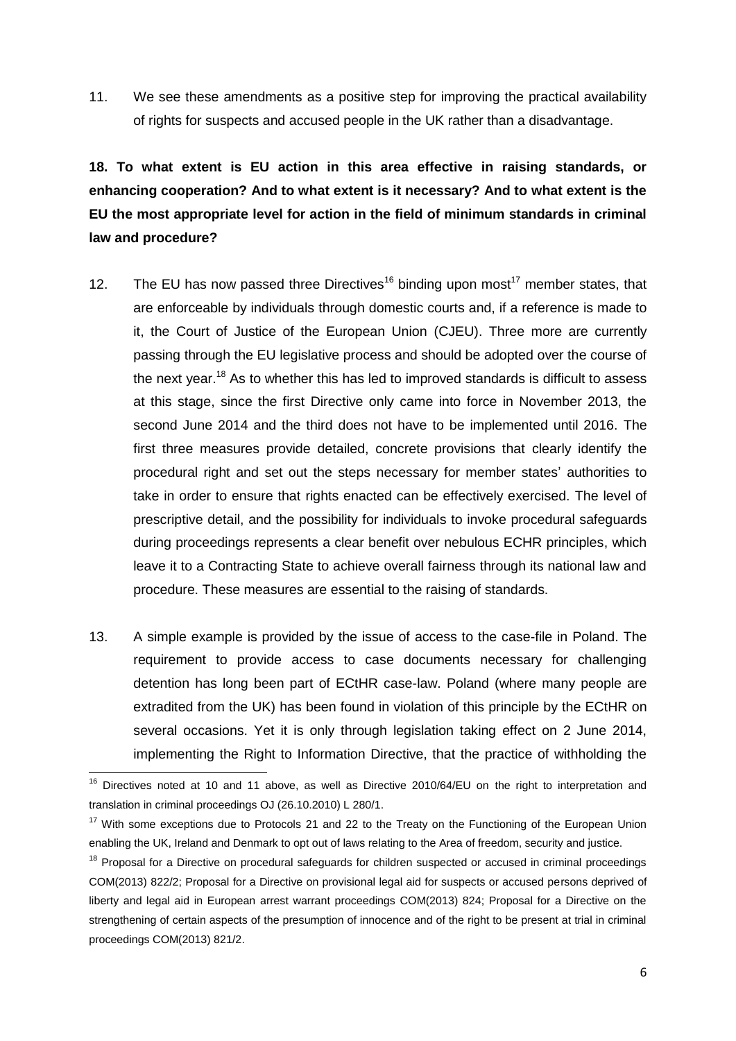11. We see these amendments as a positive step for improving the practical availability of rights for suspects and accused people in the UK rather than a disadvantage.

**18. To what extent is EU action in this area effective in raising standards, or enhancing cooperation? And to what extent is it necessary? And to what extent is the EU the most appropriate level for action in the field of minimum standards in criminal law and procedure?**

12. The EU has now passed three Directives[16] binding upon most[17] member states, that are enforceable by individuals through domestic courts and, if a reference is made to it, the Court of Justice of the European Union (CJEU). Three more are currently passing through the EU legislative process and should be adopted over the course of the next year.[18] As to whether this has led to improved standards is difficult to assess at this stage, since the first Directive only came into force in November 2013, the second June 2014 and the third does not have to be implemented until 2016. The first three measures provide detailed, concrete provisions that clearly identify the procedural right and set out the steps necessary for member states' authorities to take in order to ensure that rights enacted can be effectively exercised. The level of prescriptive detail, and the possibility for individuals to invoke procedural safeguards during proceedings represents a clear benefit over nebulous ECHR principles, which leave it to a Contracting State to achieve overall fairness through its national law and procedure. These measures are essential to the raising of standards.

13. A simple example is provided by the issue of access to the case-file in Poland. The requirement to provide access to case documents necessary for challenging detention has long been part of ECtHR case-law. Poland (where many people are extradited from the UK) has been found in violation of this principle by the ECtHR on several occasions. Yet it is only through legislation taking effect on 2 June 2014, implementing the Right to Information Directive, that the practice of withholding the

---

[16] Directives noted at 10 and 11 above, as well as Directive 2010/64/EU on the right to interpretation and translation in criminal proceedings OJ (26.10.2010) L 280/1.

[17] With some exceptions due to Protocols 21 and 22 to the Treaty on the Functioning of the European Union enabling the UK, Ireland and Denmark to opt out of laws relating to the Area of freedom, security and justice.

[18] Proposal for a Directive on procedural safeguards for children suspected or accused in criminal proceedings COM(2013) 822/2; Proposal for a Directive on provisional legal aid for suspects or accused persons deprived of liberty and legal aid in European arrest warrant proceedings COM(2013) 824; Proposal for a Directive on the strengthening of certain aspects of the presumption of innocence and of the right to be present at trial in criminal proceedings COM(2013) 821/2.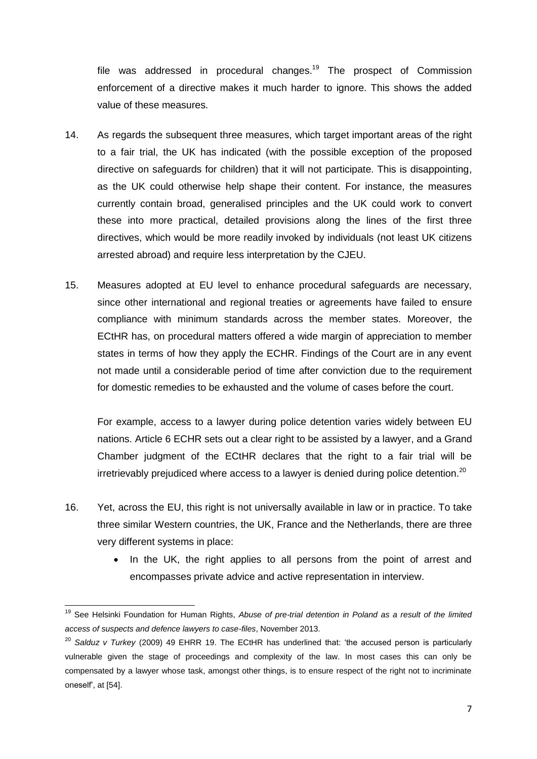file was addressed in procedural changes.[19] The prospect of Commission enforcement of a directive makes it much harder to ignore. This shows the added value of these measures.

14. As regards the subsequent three measures, which target important areas of the right to a fair trial, the UK has indicated (with the possible exception of the proposed directive on safeguards for children) that it will not participate. This is disappointing, as the UK could otherwise help shape their content. For instance, the measures currently contain broad, generalised principles and the UK could work to convert these into more practical, detailed provisions along the lines of the first three directives, which would be more readily invoked by individuals (not least UK citizens arrested abroad) and require less interpretation by the CJEU.

15. Measures adopted at EU level to enhance procedural safeguards are necessary, since other international and regional treaties or agreements have failed to ensure compliance with minimum standards across the member states. Moreover, the ECtHR has, on procedural matters offered a wide margin of appreciation to member states in terms of how they apply the ECHR. Findings of the Court are in any event not made until a considerable period of time after conviction due to the requirement for domestic remedies to be exhausted and the volume of cases before the court.

    For example, access to a lawyer during police detention varies widely between EU nations. Article 6 ECHR sets out a clear right to be assisted by a lawyer, and a Grand Chamber judgment of the ECtHR declares that the right to a fair trial will be irretrievably prejudiced where access to a lawyer is denied during police detention.[20]

16. Yet, across the EU, this right is not universally available in law or in practice. To take three similar Western countries, the UK, France and the Netherlands, there are three very different systems in place:

    - In the UK, the right applies to all persons from the point of arrest and encompasses private advice and active representation in interview.

---

[19] See Helsinki Foundation for Human Rights, *Abuse of pre-trial detention in Poland as a result of the limited access of suspects and defence lawyers to case-files*, November 2013.

[20] *Salduz v Turkey* (2009) 49 EHRR 19. The ECtHR has underlined that: 'the accused person is particularly vulnerable given the stage of proceedings and complexity of the law. In most cases this can only be compensated by a lawyer whose task, amongst other things, is to ensure respect of the right not to incriminate oneself', at [54].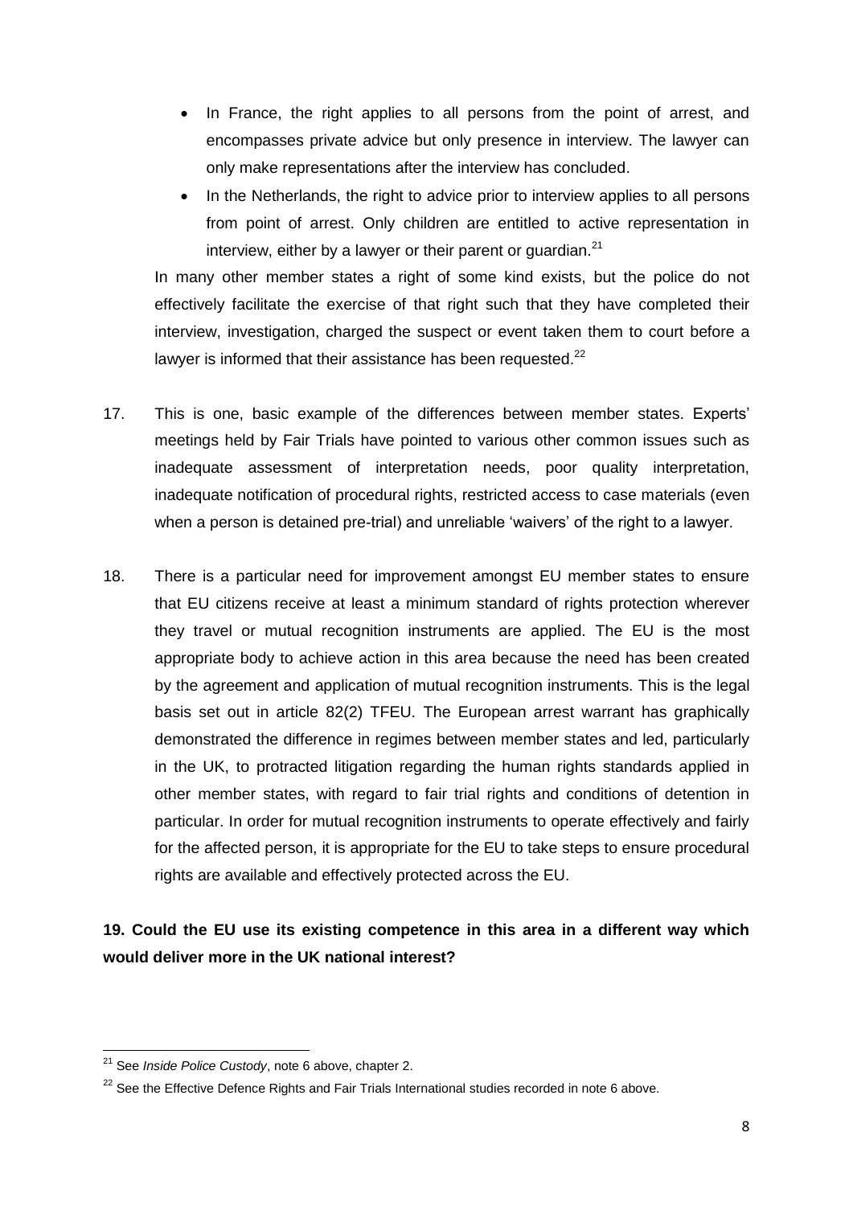- In France, the right applies to all persons from the point of arrest, and encompasses private advice but only presence in interview. The lawyer can only make representations after the interview has concluded.
- In the Netherlands, the right to advice prior to interview applies to all persons from point of arrest. Only children are entitled to active representation in interview, either by a lawyer or their parent or guardian.[21]

In many other member states a right of some kind exists, but the police do not effectively facilitate the exercise of that right such that they have completed their interview, investigation, charged the suspect or event taken them to court before a lawyer is informed that their assistance has been requested.[22]

17. This is one, basic example of the differences between member states. Experts' meetings held by Fair Trials have pointed to various other common issues such as inadequate assessment of interpretation needs, poor quality interpretation, inadequate notification of procedural rights, restricted access to case materials (even when a person is detained pre-trial) and unreliable 'waivers' of the right to a lawyer.

18. There is a particular need for improvement amongst EU member states to ensure that EU citizens receive at least a minimum standard of rights protection wherever they travel or mutual recognition instruments are applied. The EU is the most appropriate body to achieve action in this area because the need has been created by the agreement and application of mutual recognition instruments. This is the legal basis set out in article 82(2) TFEU. The European arrest warrant has graphically demonstrated the difference in regimes between member states and led, particularly in the UK, to protracted litigation regarding the human rights standards applied in other member states, with regard to fair trial rights and conditions of detention in particular. In order for mutual recognition instruments to operate effectively and fairly for the affected person, it is appropriate for the EU to take steps to ensure procedural rights are available and effectively protected across the EU.

**19. Could the EU use its existing competence in this area in a different way which would deliver more in the UK national interest?**

---

[21] See *Inside Police Custody*, note 6 above, chapter 2.

[22] See the Effective Defence Rights and Fair Trials International studies recorded in note 6 above.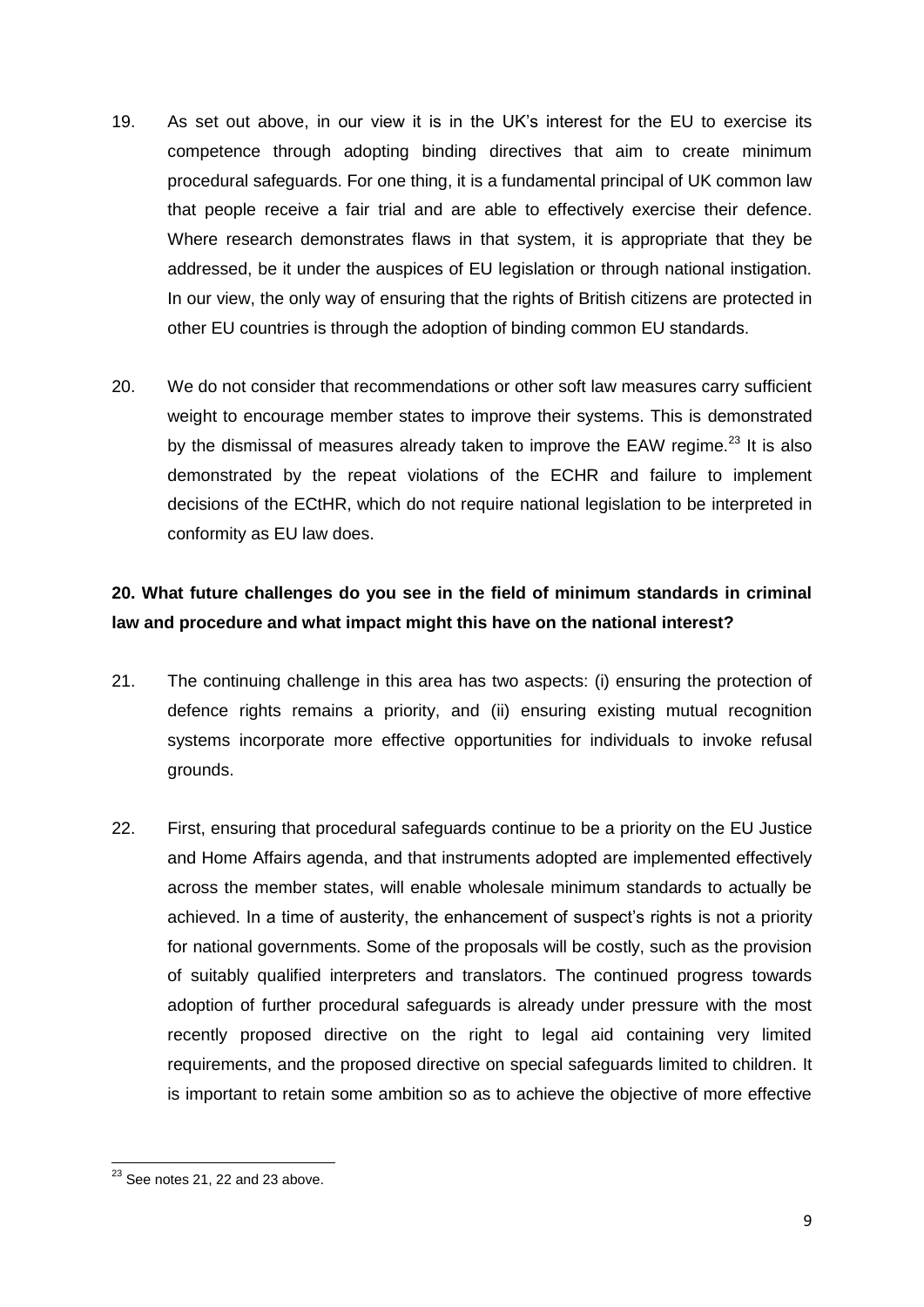19. As set out above, in our view it is in the UK's interest for the EU to exercise its competence through adopting binding directives that aim to create minimum procedural safeguards. For one thing, it is a fundamental principal of UK common law that people receive a fair trial and are able to effectively exercise their defence. Where research demonstrates flaws in that system, it is appropriate that they be addressed, be it under the auspices of EU legislation or through national instigation. In our view, the only way of ensuring that the rights of British citizens are protected in other EU countries is through the adoption of binding common EU standards.

20. We do not consider that recommendations or other soft law measures carry sufficient weight to encourage member states to improve their systems. This is demonstrated by the dismissal of measures already taken to improve the EAW regime.[23] It is also demonstrated by the repeat violations of the ECHR and failure to implement decisions of the ECtHR, which do not require national legislation to be interpreted in conformity as EU law does.

**20. What future challenges do you see in the field of minimum standards in criminal law and procedure and what impact might this have on the national interest?**

21. The continuing challenge in this area has two aspects: (i) ensuring the protection of defence rights remains a priority, and (ii) ensuring existing mutual recognition systems incorporate more effective opportunities for individuals to invoke refusal grounds.

22. First, ensuring that procedural safeguards continue to be a priority on the EU Justice and Home Affairs agenda, and that instruments adopted are implemented effectively across the member states, will enable wholesale minimum standards to actually be achieved. In a time of austerity, the enhancement of suspect's rights is not a priority for national governments. Some of the proposals will be costly, such as the provision of suitably qualified interpreters and translators. The continued progress towards adoption of further procedural safeguards is already under pressure with the most recently proposed directive on the right to legal aid containing very limited requirements, and the proposed directive on special safeguards limited to children. It is important to retain some ambition so as to achieve the objective of more effective

[23] See notes 21, 22 and 23 above.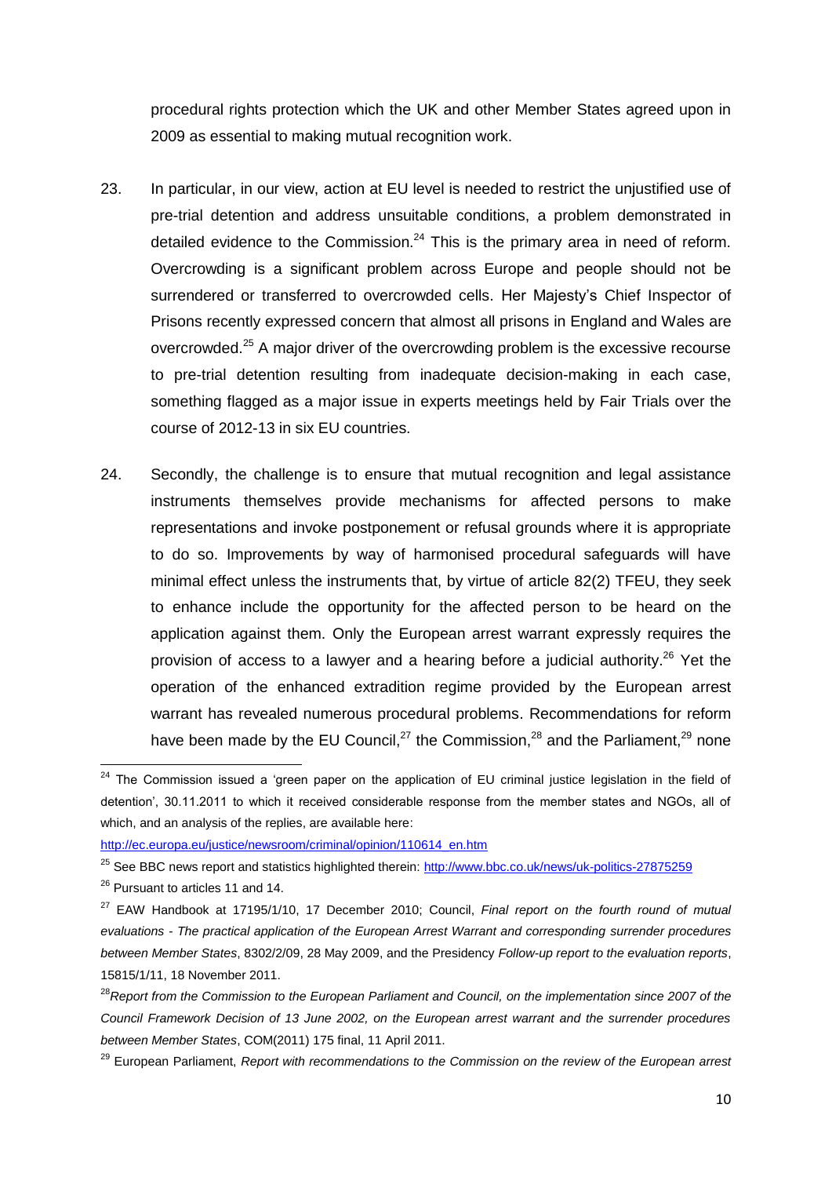procedural rights protection which the UK and other Member States agreed upon in 2009 as essential to making mutual recognition work.

23. In particular, in our view, action at EU level is needed to restrict the unjustified use of pre-trial detention and address unsuitable conditions, a problem demonstrated in detailed evidence to the Commission.[24] This is the primary area in need of reform. Overcrowding is a significant problem across Europe and people should not be surrendered or transferred to overcrowded cells. Her Majesty's Chief Inspector of Prisons recently expressed concern that almost all prisons in England and Wales are overcrowded.[25] A major driver of the overcrowding problem is the excessive recourse to pre-trial detention resulting from inadequate decision-making in each case, something flagged as a major issue in experts meetings held by Fair Trials over the course of 2012-13 in six EU countries.

24. Secondly, the challenge is to ensure that mutual recognition and legal assistance instruments themselves provide mechanisms for affected persons to make representations and invoke postponement or refusal grounds where it is appropriate to do so. Improvements by way of harmonised procedural safeguards will have minimal effect unless the instruments that, by virtue of article 82(2) TFEU, they seek to enhance include the opportunity for the affected person to be heard on the application against them. Only the European arrest warrant expressly requires the provision of access to a lawyer and a hearing before a judicial authority.[26] Yet the operation of the enhanced extradition regime provided by the European arrest warrant has revealed numerous procedural problems. Recommendations for reform have been made by the EU Council,[27] the Commission,[28] and the Parliament,[29] none

---

[24] The Commission issued a 'green paper on the application of EU criminal justice legislation in the field of detention', 30.11.2011 to which it received considerable response from the member states and NGOs, all of which, and an analysis of the replies, are available here: http://ec.europa.eu/justice/newsroom/criminal/opinion/110614_en.htm

[25] See BBC news report and statistics highlighted therein: http://www.bbc.co.uk/news/uk-politics-27875259

[26] Pursuant to articles 11 and 14.

[27] EAW Handbook at 17195/1/10, 17 December 2010; Council, *Final report on the fourth round of mutual evaluations - The practical application of the European Arrest Warrant and corresponding surrender procedures between Member States*, 8302/2/09, 28 May 2009, and the Presidency *Follow-up report to the evaluation reports*, 15815/1/11, 18 November 2011.

[28] *Report from the Commission to the European Parliament and Council, on the implementation since 2007 of the Council Framework Decision of 13 June 2002, on the European arrest warrant and the surrender procedures between Member States*, COM(2011) 175 final, 11 April 2011.

[29] European Parliament, *Report with recommendations to the Commission on the review of the European arrest*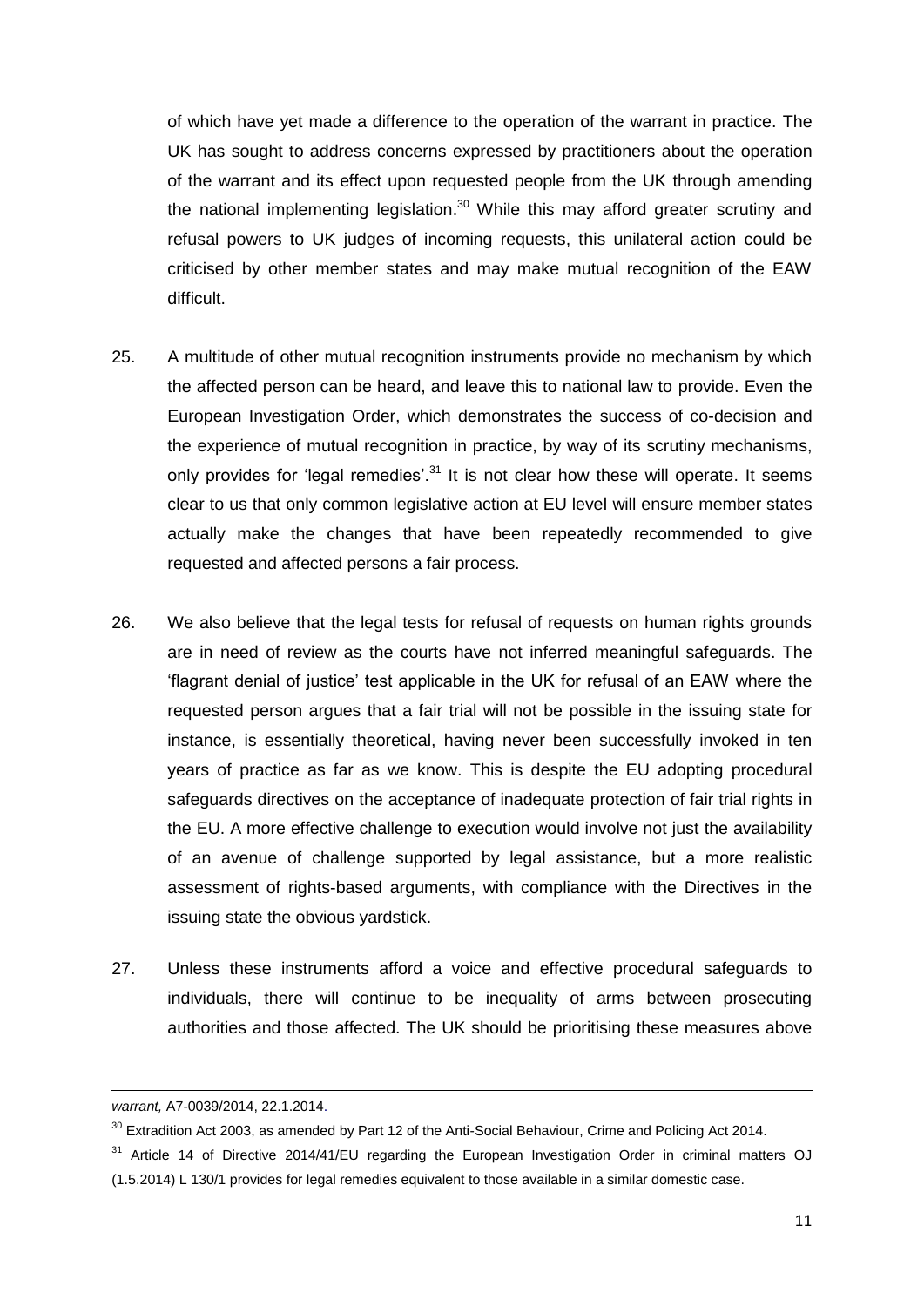of which have yet made a difference to the operation of the warrant in practice. The UK has sought to address concerns expressed by practitioners about the operation of the warrant and its effect upon requested people from the UK through amending the national implementing legislation.[30] While this may afford greater scrutiny and refusal powers to UK judges of incoming requests, this unilateral action could be criticised by other member states and may make mutual recognition of the EAW difficult.

25. A multitude of other mutual recognition instruments provide no mechanism by which the affected person can be heard, and leave this to national law to provide. Even the European Investigation Order, which demonstrates the success of co-decision and the experience of mutual recognition in practice, by way of its scrutiny mechanisms, only provides for 'legal remedies'.[31] It is not clear how these will operate. It seems clear to us that only common legislative action at EU level will ensure member states actually make the changes that have been repeatedly recommended to give requested and affected persons a fair process.

26. We also believe that the legal tests for refusal of requests on human rights grounds are in need of review as the courts have not inferred meaningful safeguards. The 'flagrant denial of justice' test applicable in the UK for refusal of an EAW where the requested person argues that a fair trial will not be possible in the issuing state for instance, is essentially theoretical, having never been successfully invoked in ten years of practice as far as we know. This is despite the EU adopting procedural safeguards directives on the acceptance of inadequate protection of fair trial rights in the EU. A more effective challenge to execution would involve not just the availability of an avenue of challenge supported by legal assistance, but a more realistic assessment of rights-based arguments, with compliance with the Directives in the issuing state the obvious yardstick.

27. Unless these instruments afford a voice and effective procedural safeguards to individuals, there will continue to be inequality of arms between prosecuting authorities and those affected. The UK should be prioritising these measures above

---

*warrant,* A7-0039/2014, 22.1.2014.

[30] Extradition Act 2003, as amended by Part 12 of the Anti-Social Behaviour, Crime and Policing Act 2014.

[31] Article 14 of Directive 2014/41/EU regarding the European Investigation Order in criminal matters OJ (1.5.2014) L 130/1 provides for legal remedies equivalent to those available in a similar domestic case.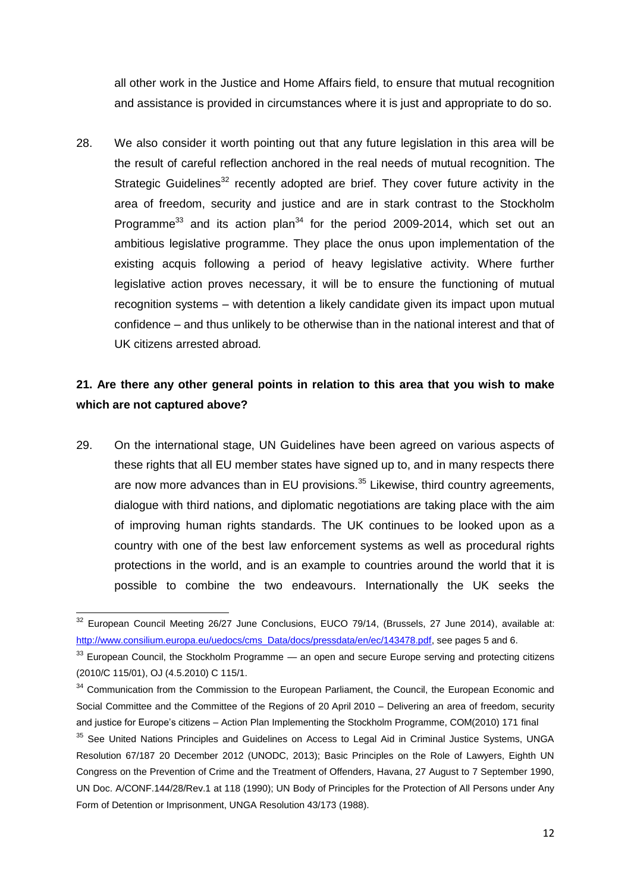all other work in the Justice and Home Affairs field, to ensure that mutual recognition and assistance is provided in circumstances where it is just and appropriate to do so.

28. We also consider it worth pointing out that any future legislation in this area will be the result of careful reflection anchored in the real needs of mutual recognition. The Strategic Guidelines[32] recently adopted are brief. They cover future activity in the area of freedom, security and justice and are in stark contrast to the Stockholm Programme[33] and its action plan[34] for the period 2009-2014, which set out an ambitious legislative programme. They place the onus upon implementation of the existing acquis following a period of heavy legislative activity. Where further legislative action proves necessary, it will be to ensure the functioning of mutual recognition systems – with detention a likely candidate given its impact upon mutual confidence – and thus unlikely to be otherwise than in the national interest and that of UK citizens arrested abroad*.*

**21. Are there any other general points in relation to this area that you wish to make which are not captured above?**

29. On the international stage, UN Guidelines have been agreed on various aspects of these rights that all EU member states have signed up to, and in many respects there are now more advances than in EU provisions.[35] Likewise, third country agreements, dialogue with third nations, and diplomatic negotiations are taking place with the aim of improving human rights standards. The UK continues to be looked upon as a country with one of the best law enforcement systems as well as procedural rights protections in the world, and is an example to countries around the world that it is possible to combine the two endeavours. Internationally the UK seeks the

---

[32] European Council Meeting 26/27 June Conclusions, EUCO 79/14, (Brussels, 27 June 2014), available at: http://www.consilium.europa.eu/uedocs/cms_Data/docs/pressdata/en/ec/143478.pdf, see pages 5 and 6.

[33] European Council, the Stockholm Programme — an open and secure Europe serving and protecting citizens (2010/C 115/01), OJ (4.5.2010) C 115/1.

[34] Communication from the Commission to the European Parliament, the Council, the European Economic and Social Committee and the Committee of the Regions of 20 April 2010 – Delivering an area of freedom, security and justice for Europe's citizens – Action Plan Implementing the Stockholm Programme, COM(2010) 171 final

[35] See United Nations Principles and Guidelines on Access to Legal Aid in Criminal Justice Systems, UNGA Resolution 67/187 20 December 2012 (UNODC, 2013); Basic Principles on the Role of Lawyers, Eighth UN Congress on the Prevention of Crime and the Treatment of Offenders, Havana, 27 August to 7 September 1990, UN Doc. A/CONF.144/28/Rev.1 at 118 (1990); UN Body of Principles for the Protection of All Persons under Any Form of Detention or Imprisonment, UNGA Resolution 43/173 (1988).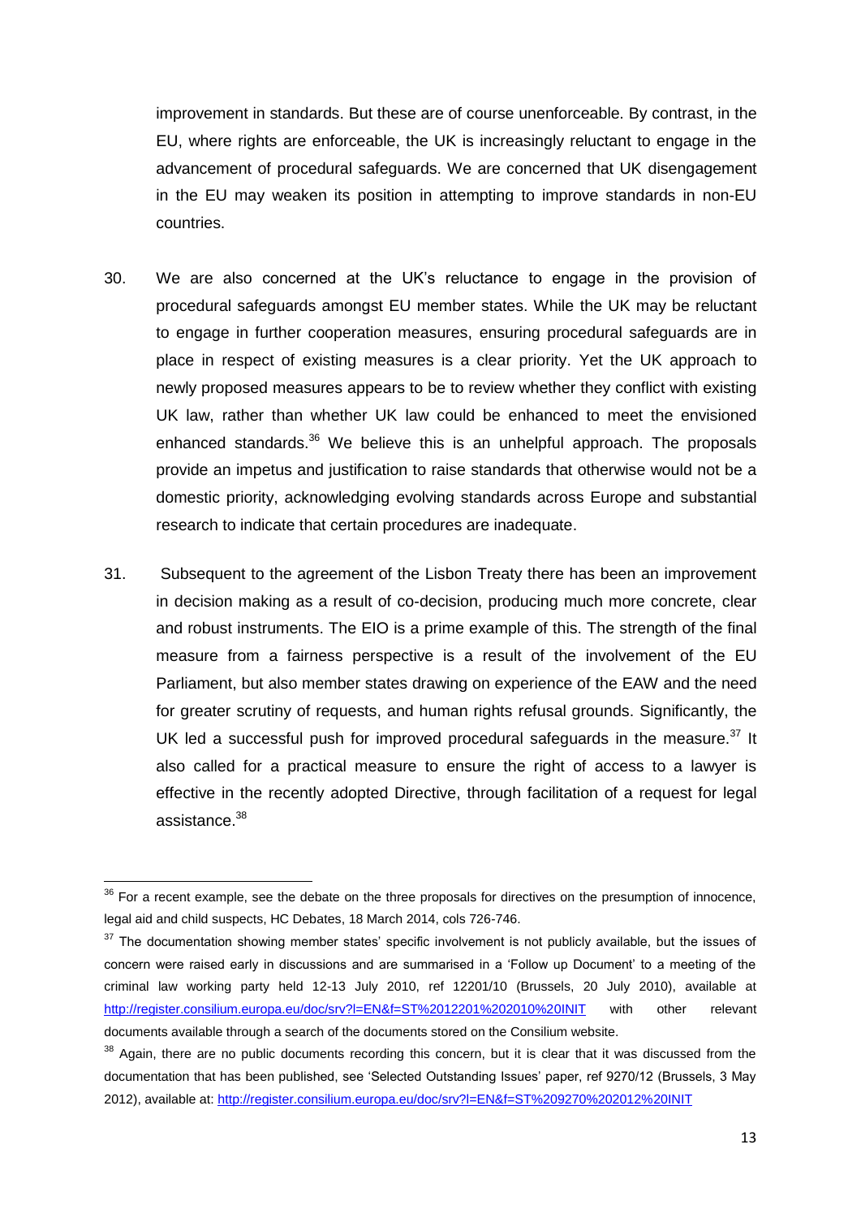improvement in standards. But these are of course unenforceable. By contrast, in the EU, where rights are enforceable, the UK is increasingly reluctant to engage in the advancement of procedural safeguards. We are concerned that UK disengagement in the EU may weaken its position in attempting to improve standards in non-EU countries.

30. We are also concerned at the UK's reluctance to engage in the provision of procedural safeguards amongst EU member states. While the UK may be reluctant to engage in further cooperation measures, ensuring procedural safeguards are in place in respect of existing measures is a clear priority. Yet the UK approach to newly proposed measures appears to be to review whether they conflict with existing UK law, rather than whether UK law could be enhanced to meet the envisioned enhanced standards.[36] We believe this is an unhelpful approach. The proposals provide an impetus and justification to raise standards that otherwise would not be a domestic priority, acknowledging evolving standards across Europe and substantial research to indicate that certain procedures are inadequate.

31. Subsequent to the agreement of the Lisbon Treaty there has been an improvement in decision making as a result of co-decision, producing much more concrete, clear and robust instruments. The EIO is a prime example of this. The strength of the final measure from a fairness perspective is a result of the involvement of the EU Parliament, but also member states drawing on experience of the EAW and the need for greater scrutiny of requests, and human rights refusal grounds. Significantly, the UK led a successful push for improved procedural safeguards in the measure.[37] It also called for a practical measure to ensure the right of access to a lawyer is effective in the recently adopted Directive, through facilitation of a request for legal assistance.[38]

---

[36] For a recent example, see the debate on the three proposals for directives on the presumption of innocence, legal aid and child suspects, HC Debates, 18 March 2014, cols 726-746.

[37] The documentation showing member states' specific involvement is not publicly available, but the issues of concern were raised early in discussions and are summarised in a 'Follow up Document' to a meeting of the criminal law working party held 12-13 July 2010, ref 12201/10 (Brussels, 20 July 2010), available at http://register.consilium.europa.eu/doc/srv?l=EN&f=ST%2012201%202010%20INIT with other relevant documents available through a search of the documents stored on the Consilium website.

[38] Again, there are no public documents recording this concern, but it is clear that it was discussed from the documentation that has been published, see 'Selected Outstanding Issues' paper, ref 9270/12 (Brussels, 3 May 2012), available at: http://register.consilium.europa.eu/doc/srv?l=EN&f=ST%209270%202012%20INIT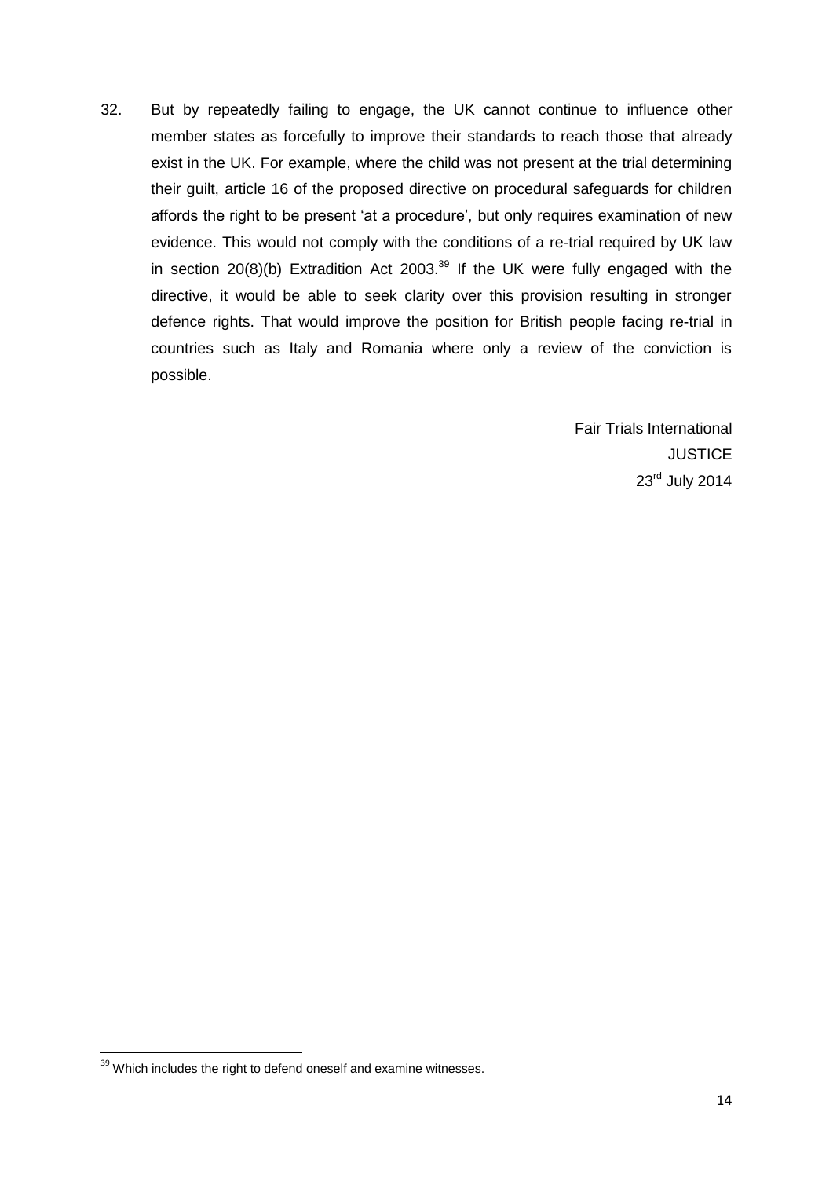32. But by repeatedly failing to engage, the UK cannot continue to influence other member states as forcefully to improve their standards to reach those that already exist in the UK. For example, where the child was not present at the trial determining their guilt, article 16 of the proposed directive on procedural safeguards for children affords the right to be present 'at a procedure', but only requires examination of new evidence. This would not comply with the conditions of a re-trial required by UK law in section 20(8)(b) Extradition Act 2003.[39] If the UK were fully engaged with the directive, it would be able to seek clarity over this provision resulting in stronger defence rights. That would improve the position for British people facing re-trial in countries such as Italy and Romania where only a review of the conviction is possible.

Fair Trials International
JUSTICE
23rd July 2014

[39] Which includes the right to defend oneself and examine witnesses.